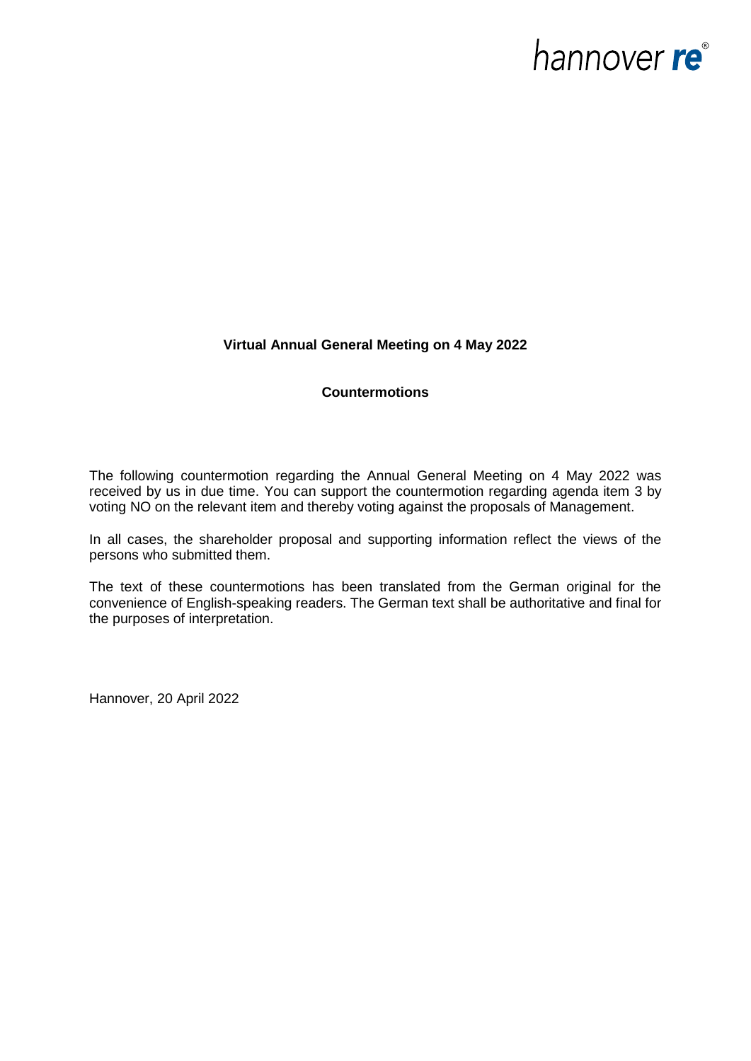hannover **re**®

**Virtual Annual General Meeting on 4 May 2022**

**Countermotions**

The following countermotion regarding the Annual General Meeting on 4 May 2022 was received by us in due time. You can support the countermotion regarding agenda item 3 by voting NO on the relevant item and thereby voting against the proposals of Management.

In all cases, the shareholder proposal and supporting information reflect the views of the persons who submitted them.

The text of these countermotions has been translated from the German original for the convenience of English-speaking readers. The German text shall be authoritative and final for the purposes of interpretation.

Hannover, 20 April 2022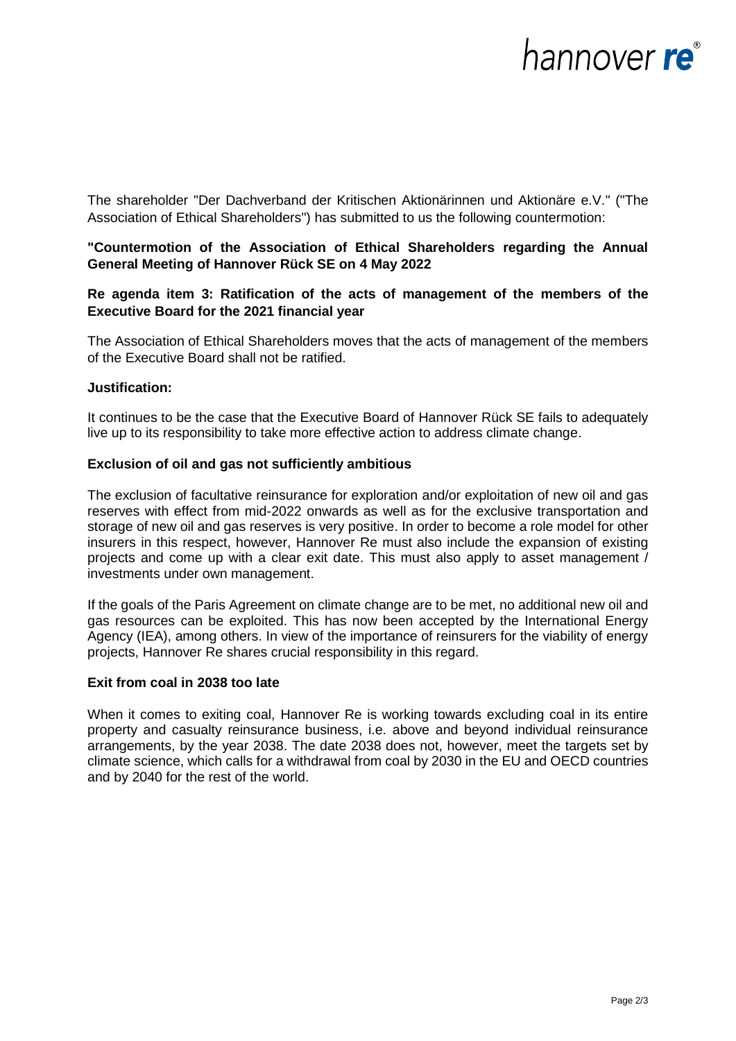The shareholder "Der Dachverband der Kritischen Aktionärinnen und Aktionäre e.V." ("The Association of Ethical Shareholders") has submitted to us the following countermotion:

**"Countermotion of the Association of Ethical Shareholders regarding the Annual General Meeting of Hannover Rück SE on 4 May 2022**

**Re agenda item 3: Ratification of the acts of management of the members of the Executive Board for the 2021 financial year**

The Association of Ethical Shareholders moves that the acts of management of the members of the Executive Board shall not be ratified.

**Justification:**

It continues to be the case that the Executive Board of Hannover Rück SE fails to adequately live up to its responsibility to take more effective action to address climate change.

**Exclusion of oil and gas not sufficiently ambitious**

The exclusion of facultative reinsurance for exploration and/or exploitation of new oil and gas reserves with effect from mid-2022 onwards as well as for the exclusive transportation and storage of new oil and gas reserves is very positive. In order to become a role model for other insurers in this respect, however, Hannover Re must also include the expansion of existing projects and come up with a clear exit date. This must also apply to asset management / investments under own management.

If the goals of the Paris Agreement on climate change are to be met, no additional new oil and gas resources can be exploited. This has now been accepted by the International Energy Agency (IEA), among others. In view of the importance of reinsurers for the viability of energy projects, Hannover Re shares crucial responsibility in this regard.

**Exit from coal in 2038 too late**

When it comes to exiting coal, Hannover Re is working towards excluding coal in its entire property and casualty reinsurance business, i.e. above and beyond individual reinsurance arrangements, by the year 2038. The date 2038 does not, however, meet the targets set by climate science, which calls for a withdrawal from coal by 2030 in the EU and OECD countries and by 2040 for the rest of the world.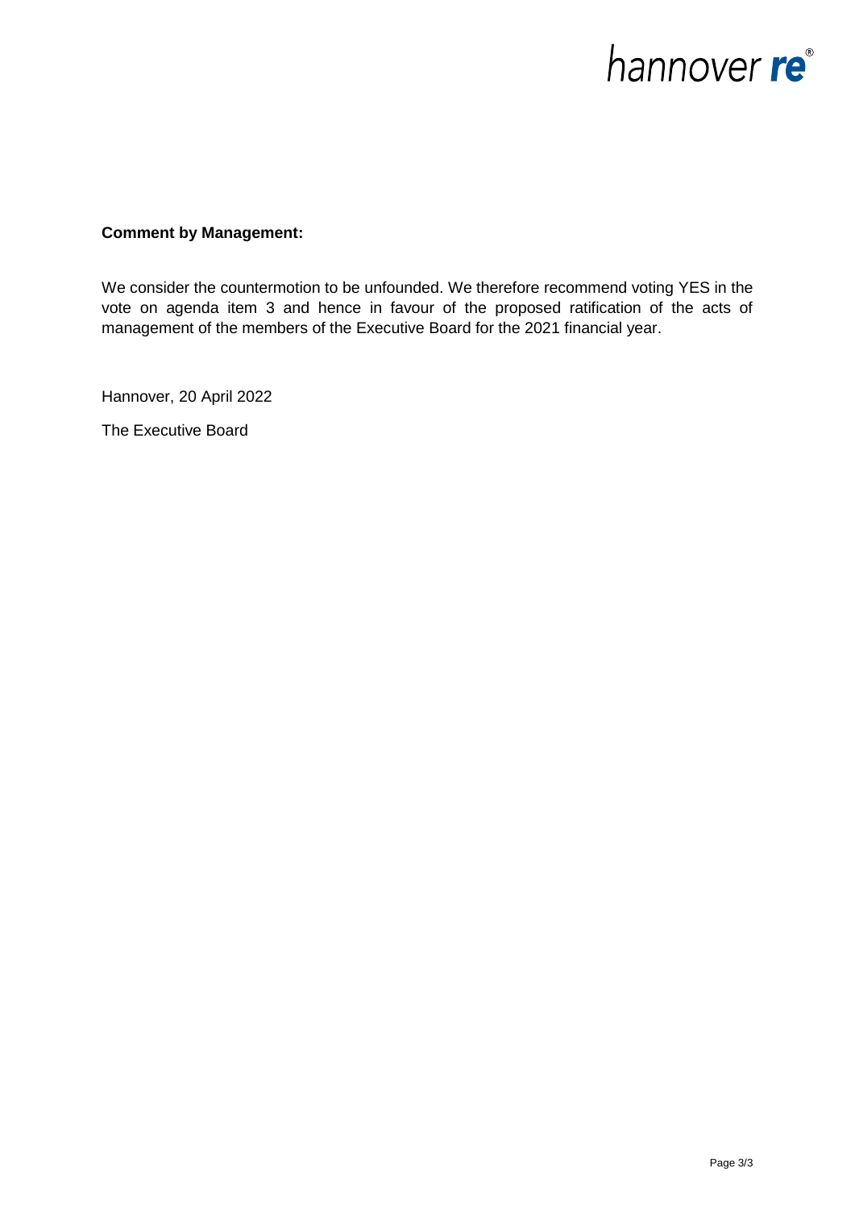**Comment by Management:**

We consider the countermotion to be unfounded. We therefore recommend voting YES in the vote on agenda item 3 and hence in favour of the proposed ratification of the acts of management of the members of the Executive Board for the 2021 financial year.

Hannover, 20 April 2022

The Executive Board